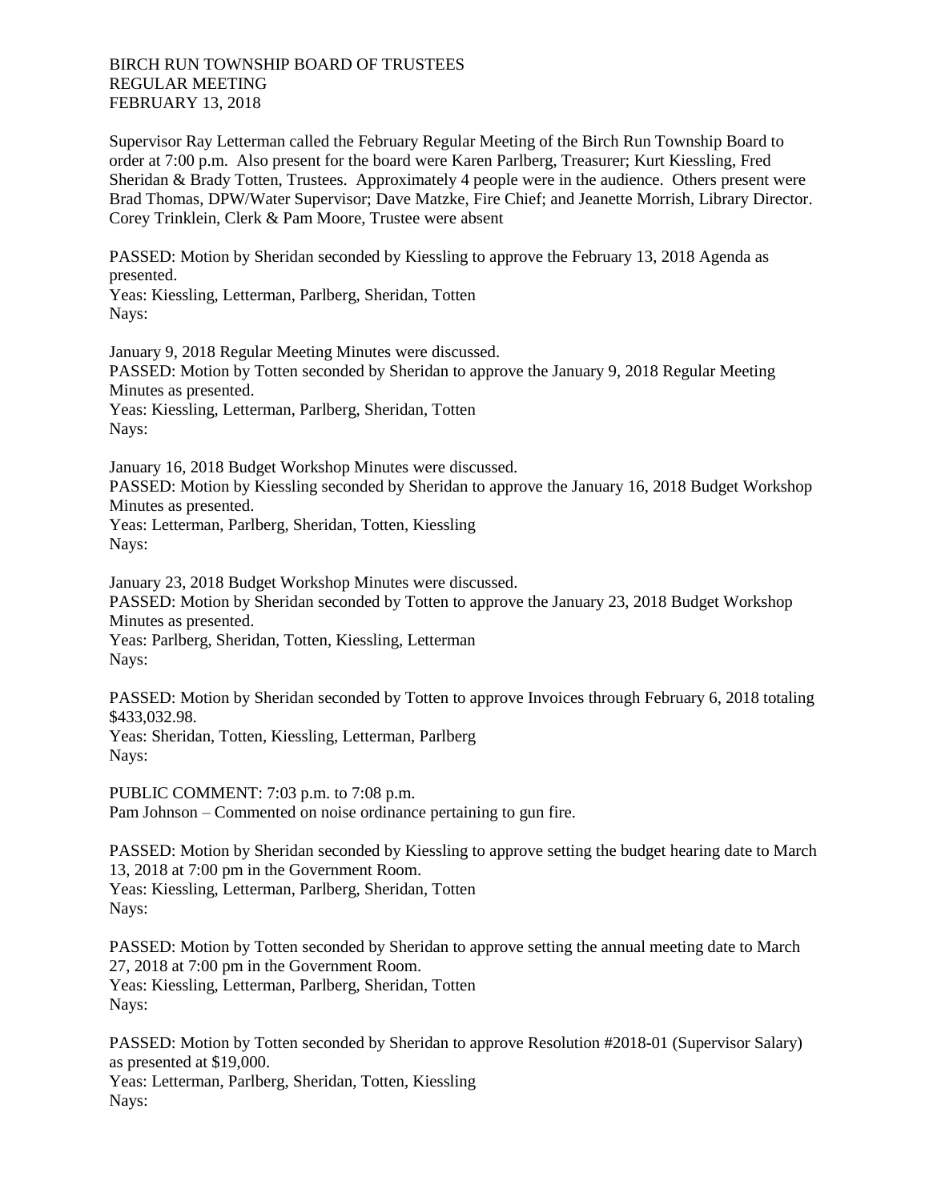BIRCH RUN TOWNSHIP BOARD OF TRUSTEES
REGULAR MEETING
FEBRUARY 13, 2018

Supervisor Ray Letterman called the February Regular Meeting of the Birch Run Township Board to order at 7:00 p.m. Also present for the board were Karen Parlberg, Treasurer; Kurt Kiessling, Fred Sheridan & Brady Totten, Trustees. Approximately 4 people were in the audience. Others present were Brad Thomas, DPW/Water Supervisor; Dave Matzke, Fire Chief; and Jeanette Morrish, Library Director. Corey Trinklein, Clerk & Pam Moore, Trustee were absent

PASSED: Motion by Sheridan seconded by Kiessling to approve the February 13, 2018 Agenda as presented.
Yeas: Kiessling, Letterman, Parlberg, Sheridan, Totten
Nays:

January 9, 2018 Regular Meeting Minutes were discussed.
PASSED: Motion by Totten seconded by Sheridan to approve the January 9, 2018 Regular Meeting Minutes as presented.
Yeas: Kiessling, Letterman, Parlberg, Sheridan, Totten
Nays:

January 16, 2018 Budget Workshop Minutes were discussed.
PASSED: Motion by Kiessling seconded by Sheridan to approve the January 16, 2018 Budget Workshop Minutes as presented.
Yeas: Letterman, Parlberg, Sheridan, Totten, Kiessling
Nays:

January 23, 2018 Budget Workshop Minutes were discussed.
PASSED: Motion by Sheridan seconded by Totten to approve the January 23, 2018 Budget Workshop Minutes as presented.
Yeas: Parlberg, Sheridan, Totten, Kiessling, Letterman
Nays:

PASSED: Motion by Sheridan seconded by Totten to approve Invoices through February 6, 2018 totaling $433,032.98.
Yeas: Sheridan, Totten, Kiessling, Letterman, Parlberg
Nays:

PUBLIC COMMENT: 7:03 p.m. to 7:08 p.m.
Pam Johnson – Commented on noise ordinance pertaining to gun fire.

PASSED: Motion by Sheridan seconded by Kiessling to approve setting the budget hearing date to March 13, 2018 at 7:00 pm in the Government Room.
Yeas: Kiessling, Letterman, Parlberg, Sheridan, Totten
Nays:

PASSED: Motion by Totten seconded by Sheridan to approve setting the annual meeting date to March 27, 2018 at 7:00 pm in the Government Room.
Yeas: Kiessling, Letterman, Parlberg, Sheridan, Totten
Nays:

PASSED: Motion by Totten seconded by Sheridan to approve Resolution #2018-01 (Supervisor Salary) as presented at $19,000.
Yeas: Letterman, Parlberg, Sheridan, Totten, Kiessling
Nays: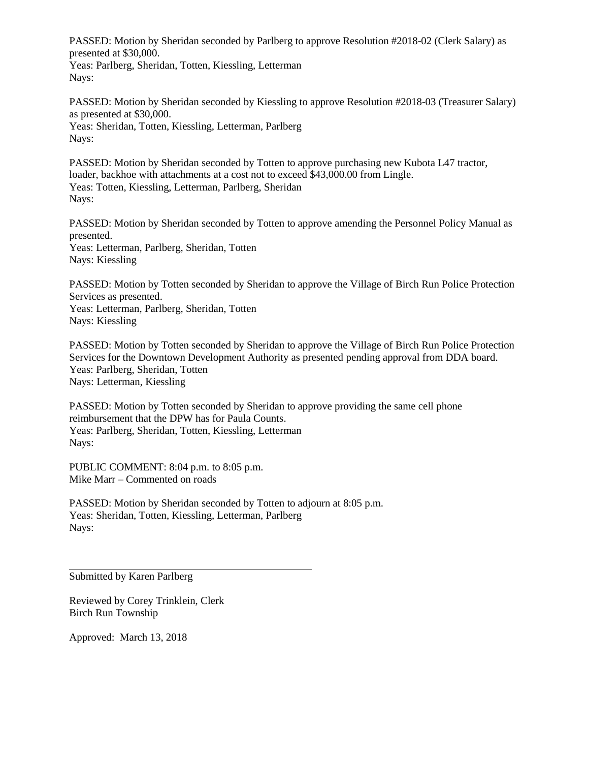PASSED: Motion by Sheridan seconded by Parlberg to approve Resolution #2018-02 (Clerk Salary) as presented at $30,000.
Yeas: Parlberg, Sheridan, Totten, Kiessling, Letterman
Nays:

PASSED: Motion by Sheridan seconded by Kiessling to approve Resolution #2018-03 (Treasurer Salary) as presented at $30,000.
Yeas: Sheridan, Totten, Kiessling, Letterman, Parlberg
Nays:

PASSED: Motion by Sheridan seconded by Totten to approve purchasing new Kubota L47 tractor, loader, backhoe with attachments at a cost not to exceed $43,000.00 from Lingle.
Yeas: Totten, Kiessling, Letterman, Parlberg, Sheridan
Nays:

PASSED: Motion by Sheridan seconded by Totten to approve amending the Personnel Policy Manual as presented.
Yeas: Letterman, Parlberg, Sheridan, Totten
Nays: Kiessling

PASSED: Motion by Totten seconded by Sheridan to approve the Village of Birch Run Police Protection Services as presented.
Yeas: Letterman, Parlberg, Sheridan, Totten
Nays: Kiessling

PASSED: Motion by Totten seconded by Sheridan to approve the Village of Birch Run Police Protection Services for the Downtown Development Authority as presented pending approval from DDA board.
Yeas: Parlberg, Sheridan, Totten
Nays: Letterman, Kiessling

PASSED: Motion by Totten seconded by Sheridan to approve providing the same cell phone reimbursement that the DPW has for Paula Counts.
Yeas: Parlberg, Sheridan, Totten, Kiessling, Letterman
Nays:

PUBLIC COMMENT: 8:04 p.m. to 8:05 p.m.
Mike Marr – Commented on roads

PASSED: Motion by Sheridan seconded by Totten to adjourn at 8:05 p.m.
Yeas: Sheridan, Totten, Kiessling, Letterman, Parlberg
Nays:

---

Submitted by Karen Parlberg

Reviewed by Corey Trinklein, Clerk
Birch Run Township

Approved: March 13, 2018